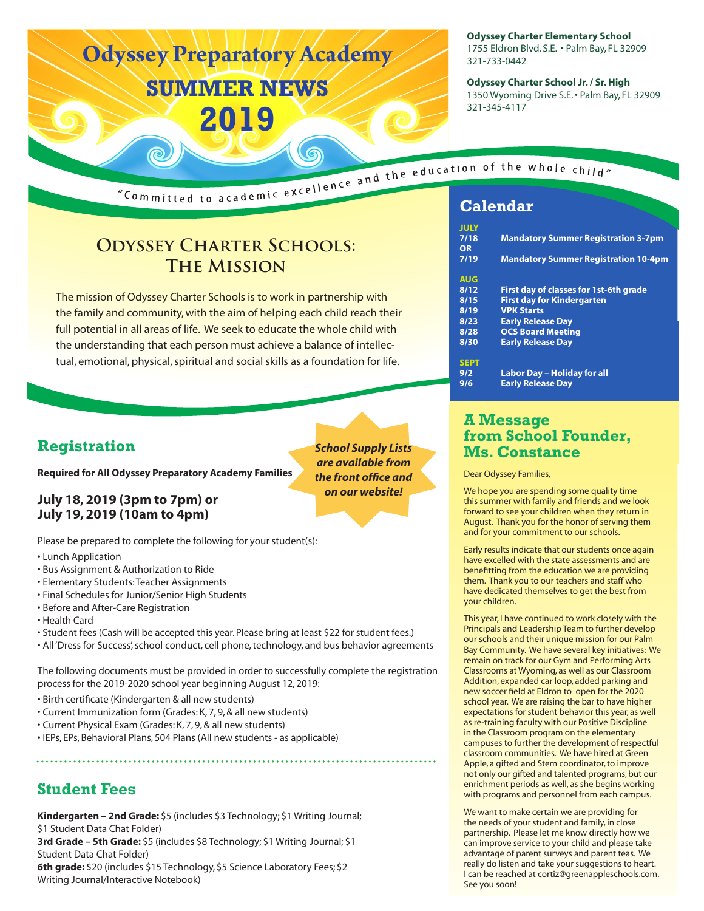# Odyssey Preparatory Academy

# SUMMER NEWS 2019

**Odyssey Charter Elementary School**
1755 Eldron Blvd. S.E. • Palm Bay, FL 32909
321-733-0442

**Odyssey Charter School Jr. / Sr. High**
1350 Wyoming Drive S.E. • Palm Bay, FL 32909
321-345-4117

"Committed to academic excellence and the education of the whole child"

## Odyssey Charter Schools: The Mission

The mission of Odyssey Charter Schools is to work in partnership with the family and community, with the aim of helping each child reach their full potential in all areas of life. We seek to educate the whole child with the understanding that each person must achieve a balance of intellectual, emotional, physical, spiritual and social skills as a foundation for life.

## Registration

**Required for All Odyssey Preparatory Academy Families**

***School Supply Lists are available from the front office and on our website!***

### July 18, 2019 (3pm to 7pm) or July 19, 2019 (10am to 4pm)

Please be prepared to complete the following for your student(s):

- Lunch Application
- Bus Assignment & Authorization to Ride
- Elementary Students: Teacher Assignments
- Final Schedules for Junior/Senior High Students
- Before and After-Care Registration
- Health Card
- Student fees (Cash will be accepted this year. Please bring at least $22 for student fees.)
- All 'Dress for Success', school conduct, cell phone, technology, and bus behavior agreements

The following documents must be provided in order to successfully complete the registration process for the 2019-2020 school year beginning August 12, 2019:

- Birth certificate (Kindergarten & all new students)
- Current Immunization form (Grades: K, 7, 9, & all new students)
- Current Physical Exam (Grades: K, 7, 9, & all new students)
- IEPs, EPs, Behavioral Plans, 504 Plans (All new students - as applicable)

## Student Fees

**Kindergarten – 2nd Grade:** $5 (includes $3 Technology; $1 Writing Journal; $1 Student Data Chat Folder)
**3rd Grade – 5th Grade:** $5 (includes $8 Technology; $1 Writing Journal; $1 Student Data Chat Folder)
**6th grade:** $20 (includes $15 Technology, $5 Science Laboratory Fees; $2 Writing Journal/Interactive Notebook)

## Calendar

**JULY**

| | |
|---|---|
| 7/18 | Mandatory Summer Registration 3-7pm |
| OR | |
| 7/19 | Mandatory Summer Registration 10-4pm |

**AUG**

| | |
|---|---|
| 8/12 | First day of classes for 1st-6th grade |
| 8/15 | First day for Kindergarten |
| 8/19 | VPK Starts |
| 8/23 | Early Release Day |
| 8/28 | OCS Board Meeting |
| 8/30 | Early Release Day |

**SEPT**

| | |
|---|---|
| 9/2 | Labor Day – Holiday for all |
| 9/6 | Early Release Day |

## A Message from School Founder, Ms. Constance

Dear Odyssey Families,

We hope you are spending some quality time this summer with family and friends and we look forward to see your children when they return in August. Thank you for the honor of serving them and for your commitment to our schools.

Early results indicate that our students once again have excelled with the state assessments and are benefitting from the education we are providing them. Thank you to our teachers and staff who have dedicated themselves to get the best from your children.

This year, I have continued to work closely with the Principals and Leadership Team to further develop our schools and their unique mission for our Palm Bay Community. We have several key initiatives: We remain on track for our Gym and Performing Arts Classrooms at Wyoming, as well as our Classroom Addition, expanded car loop, added parking and new soccer field at Eldron to open for the 2020 school year. We are raising the bar to have higher expectations for student behavior this year, as well as re-training faculty with our Positive Discipline in the Classroom program on the elementary campuses to further the development of respectful classroom communities. We have hired at Green Apple, a gifted and Stem coordinator, to improve not only our gifted and talented programs, but our enrichment periods as well, as she begins working with programs and personnel from each campus.

We want to make certain we are providing for the needs of your student and family, in close partnership. Please let me know directly how we can improve service to your child and please take advantage of parent surveys and parent teas. We really do listen and take your suggestions to heart. I can be reached at cortiz@greenappleschools.com. See you soon!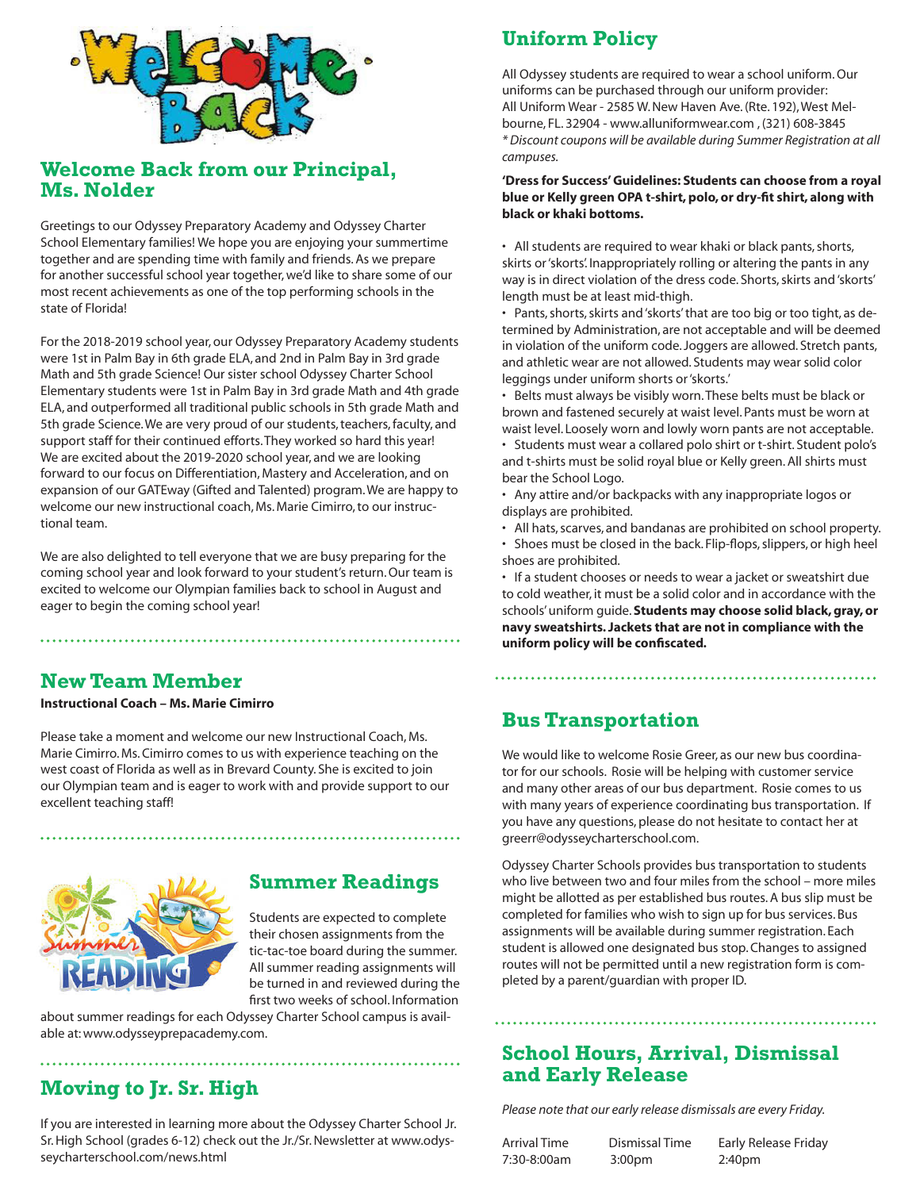## Welcome Back from our Principal, Ms. Nolder

Greetings to our Odyssey Preparatory Academy and Odyssey Charter School Elementary families! We hope you are enjoying your summertime together and are spending time with family and friends. As we prepare for another successful school year together, we'd like to share some of our most recent achievements as one of the top performing schools in the state of Florida!

For the 2018-2019 school year, our Odyssey Preparatory Academy students were 1st in Palm Bay in 6th grade ELA, and 2nd in Palm Bay in 3rd grade Math and 5th grade Science! Our sister school Odyssey Charter School Elementary students were 1st in Palm Bay in 3rd grade Math and 4th grade ELA, and outperformed all traditional public schools in 5th grade Math and 5th grade Science. We are very proud of our students, teachers, faculty, and support staff for their continued efforts. They worked so hard this year! We are excited about the 2019-2020 school year, and we are looking forward to our focus on Differentiation, Mastery and Acceleration, and on expansion of our GATEway (Gifted and Talented) program. We are happy to welcome our new instructional coach, Ms. Marie Cimirro, to our instructional team.

We are also delighted to tell everyone that we are busy preparing for the coming school year and look forward to your student's return. Our team is excited to welcome our Olympian families back to school in August and eager to begin the coming school year!

## New Team Member

**Instructional Coach – Ms. Marie Cimirro**

Please take a moment and welcome our new Instructional Coach, Ms. Marie Cimirro. Ms. Cimirro comes to us with experience teaching on the west coast of Florida as well as in Brevard County. She is excited to join our Olympian team and is eager to work with and provide support to our excellent teaching staff!

## Summer Readings

Students are expected to complete their chosen assignments from the tic-tac-toe board during the summer. All summer reading assignments will be turned in and reviewed during the first two weeks of school. Information about summer readings for each Odyssey Charter School campus is available at: www.odysseyprepacademy.com.

## Moving to Jr. Sr. High

If you are interested in learning more about the Odyssey Charter School Jr. Sr. High School (grades 6-12) check out the Jr./Sr. Newsletter at www.odysseycharterschool.com/news.html

## Uniform Policy

All Odyssey students are required to wear a school uniform. Our uniforms can be purchased through our uniform provider:
All Uniform Wear - 2585 W. New Haven Ave. (Rte. 192), West Melbourne, FL. 32904 - www.alluniformwear.com , (321) 608-3845
*\* Discount coupons will be available during Summer Registration at all campuses.*

**'Dress for Success' Guidelines: Students can choose from a royal blue or Kelly green OPA t-shirt, polo, or dry-fit shirt, along with black or khaki bottoms.**

- All students are required to wear khaki or black pants, shorts, skirts or 'skorts'. Inappropriately rolling or altering the pants in any way is in direct violation of the dress code. Shorts, skirts and 'skorts' length must be at least mid-thigh.
- Pants, shorts, skirts and 'skorts' that are too big or too tight, as determined by Administration, are not acceptable and will be deemed in violation of the uniform code. Joggers are allowed. Stretch pants, and athletic wear are not allowed. Students may wear solid color leggings under uniform shorts or 'skorts.'
- Belts must always be visibly worn. These belts must be black or brown and fastened securely at waist level. Pants must be worn at waist level. Loosely worn and lowly worn pants are not acceptable.
- Students must wear a collared polo shirt or t-shirt. Student polo's and t-shirts must be solid royal blue or Kelly green. All shirts must bear the School Logo.
- Any attire and/or backpacks with any inappropriate logos or displays are prohibited.
- All hats, scarves, and bandanas are prohibited on school property.
- Shoes must be closed in the back. Flip-flops, slippers, or high heel shoes are prohibited.
- If a student chooses or needs to wear a jacket or sweatshirt due to cold weather, it must be a solid color and in accordance with the schools' uniform guide. **Students may choose solid black, gray, or navy sweatshirts. Jackets that are not in compliance with the uniform policy will be confiscated.**

## Bus Transportation

We would like to welcome Rosie Greer, as our new bus coordinator for our schools. Rosie will be helping with customer service and many other areas of our bus department. Rosie comes to us with many years of experience coordinating bus transportation. If you have any questions, please do not hesitate to contact her at greerr@odysseycharterschool.com.

Odyssey Charter Schools provides bus transportation to students who live between two and four miles from the school – more miles might be allotted as per established bus routes. A bus slip must be completed for families who wish to sign up for bus services. Bus assignments will be available during summer registration. Each student is allowed one designated bus stop. Changes to assigned routes will not be permitted until a new registration form is completed by a parent/guardian with proper ID.

## School Hours, Arrival, Dismissal and Early Release

*Please note that our early release dismissals are every Friday.*

| Arrival Time | Dismissal Time | Early Release Friday |
|---|---|---|
| 7:30-8:00am | 3:00pm | 2:40pm |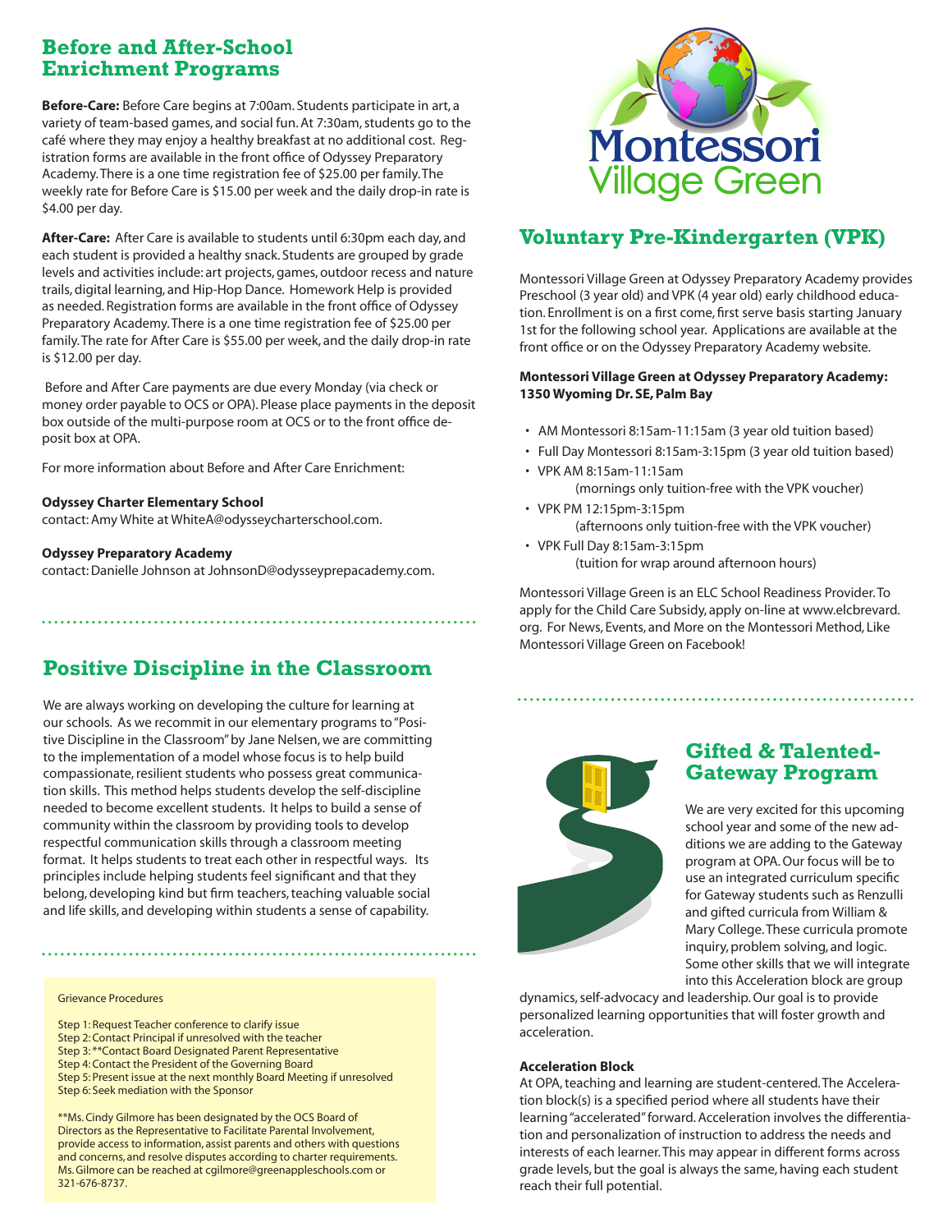## Before and After-School Enrichment Programs

**Before-Care:** Before Care begins at 7:00am. Students participate in art, a variety of team-based games, and social fun. At 7:30am, students go to the café where they may enjoy a healthy breakfast at no additional cost. Registration forms are available in the front office of Odyssey Preparatory Academy. There is a one time registration fee of $25.00 per family. The weekly rate for Before Care is $15.00 per week and the daily drop-in rate is $4.00 per day.

**After-Care:** After Care is available to students until 6:30pm each day, and each student is provided a healthy snack. Students are grouped by grade levels and activities include: art projects, games, outdoor recess and nature trails, digital learning, and Hip-Hop Dance. Homework Help is provided as needed. Registration forms are available in the front office of Odyssey Preparatory Academy. There is a one time registration fee of $25.00 per family. The rate for After Care is $55.00 per week, and the daily drop-in rate is $12.00 per day.

Before and After Care payments are due every Monday (via check or money order payable to OCS or OPA). Please place payments in the deposit box outside of the multi-purpose room at OCS or to the front office deposit box at OPA.

For more information about Before and After Care Enrichment:

**Odyssey Charter Elementary School**
contact: Amy White at WhiteA@odysseycharterschool.com.

**Odyssey Preparatory Academy**
contact: Danielle Johnson at JohnsonD@odysseyprepacademy.com.

## Positive Discipline in the Classroom

We are always working on developing the culture for learning at our schools. As we recommit in our elementary programs to "Positive Discipline in the Classroom" by Jane Nelsen, we are committing to the implementation of a model whose focus is to help build compassionate, resilient students who possess great communication skills. This method helps students develop the self-discipline needed to become excellent students. It helps to build a sense of community within the classroom by providing tools to develop respectful communication skills through a classroom meeting format. It helps students to treat each other in respectful ways. Its principles include helping students feel significant and that they belong, developing kind but firm teachers, teaching valuable social and life skills, and developing within students a sense of capability.

Grievance Procedures

Step 1: Request Teacher conference to clarify issue
Step 2: Contact Principal if unresolved with the teacher
Step 3: **Contact Board Designated Parent Representative
Step 4: Contact the President of the Governing Board
Step 5: Present issue at the next monthly Board Meeting if unresolved
Step 6: Seek mediation with the Sponsor

**Ms. Cindy Gilmore has been designated by the OCS Board of Directors as the Representative to Facilitate Parental Involvement, provide access to information, assist parents and others with questions and concerns, and resolve disputes according to charter requirements. Ms. Gilmore can be reached at cgilmore@greenappleschools.com or 321-676-8737.

Montessori Village Green

## Voluntary Pre-Kindergarten (VPK)

Montessori Village Green at Odyssey Preparatory Academy provides Preschool (3 year old) and VPK (4 year old) early childhood education. Enrollment is on a first come, first serve basis starting January 1st for the following school year. Applications are available at the front office or on the Odyssey Preparatory Academy website.

**Montessori Village Green at Odyssey Preparatory Academy: 1350 Wyoming Dr. SE, Palm Bay**

- AM Montessori 8:15am-11:15am (3 year old tuition based)
- Full Day Montessori 8:15am-3:15pm (3 year old tuition based)
- VPK AM 8:15am-11:15am
  (mornings only tuition-free with the VPK voucher)
- VPK PM 12:15pm-3:15pm
  (afternoons only tuition-free with the VPK voucher)
- VPK Full Day 8:15am-3:15pm
  (tuition for wrap around afternoon hours)

Montessori Village Green is an ELC School Readiness Provider. To apply for the Child Care Subsidy, apply on-line at www.elcbrevard.org. For News, Events, and More on the Montessori Method, Like Montessori Village Green on Facebook!

## Gifted & Talented-Gateway Program

We are very excited for this upcoming school year and some of the new additions we are adding to the Gateway program at OPA. Our focus will be to use an integrated curriculum specific for Gateway students such as Renzulli and gifted curricula from William & Mary College. These curricula promote inquiry, problem solving, and logic. Some other skills that we will integrate into this Acceleration block are group dynamics, self-advocacy and leadership. Our goal is to provide personalized learning opportunities that will foster growth and acceleration.

**Acceleration Block**
At OPA, teaching and learning are student-centered. The Acceleration block(s) is a specified period where all students have their learning "accelerated" forward. Acceleration involves the differentiation and personalization of instruction to address the needs and interests of each learner. This may appear in different forms across grade levels, but the goal is always the same, having each student reach their full potential.